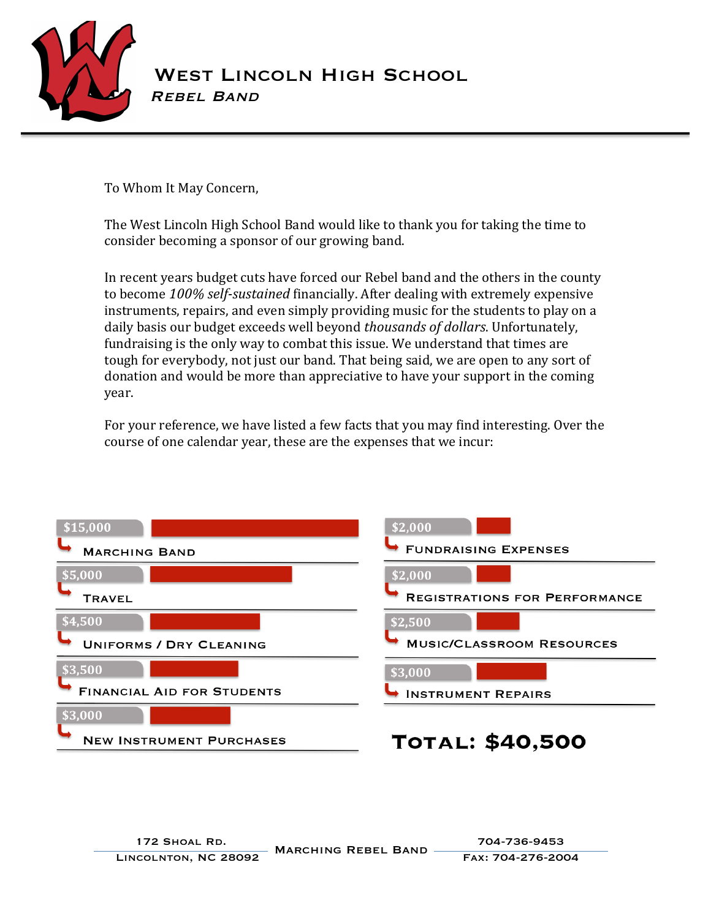# West Lincoln High School

## *Rebel Band*

To Whom It May Concern,

The West Lincoln High School Band would like to thank you for taking the time to consider becoming a sponsor of our growing band.

In recent years budget cuts have forced our Rebel band and the others in the county to become *100% self-sustained* financially. After dealing with extremely expensive instruments, repairs, and even simply providing music for the students to play on a daily basis our budget exceeds well beyond *thousands of dollars*. Unfortunately, fundraising is the only way to combat this issue. We understand that times are tough for everybody, not just our band. That being said, we are open to any sort of donation and would be more than appreciative to have your support in the coming year.

For your reference, we have listed a few facts that you may find interesting. Over the course of one calendar year, these are the expenses that we incur:

| Expense | Amount |
|---|---|
| Marching Band | $15,000 |
| Travel | $5,000 |
| Uniforms / Dry Cleaning | $4,500 |
| Financial Aid for Students | $3,500 |
| New Instrument Purchases | $3,000 |
| Fundraising Expenses | $2,000 |
| Registrations for Performance | $2,000 |
| Music/Classroom Resources | $2,500 |
| Instrument Repairs | $3,000 |

**Total: $40,500**

172 Shoal Rd.
Lincolnton, NC 28092

Marching Rebel Band

704-736-9453
Fax: 704-276-2004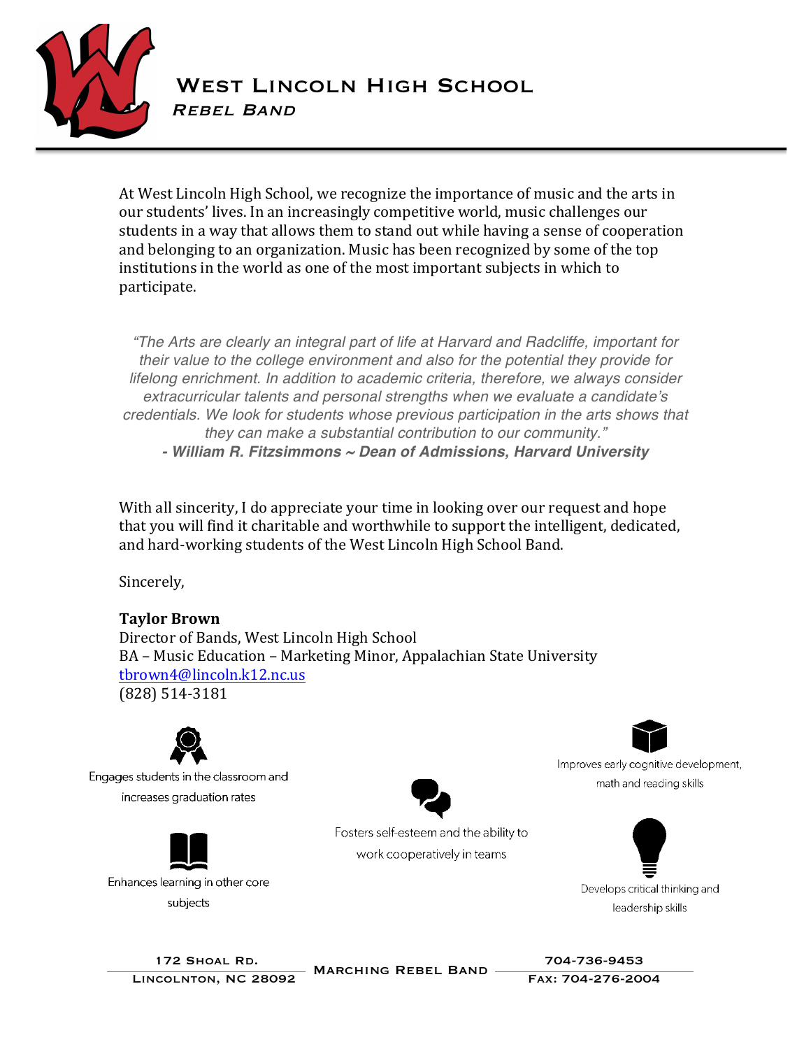# West Lincoln High School
## *Rebel Band*

At West Lincoln High School, we recognize the importance of music and the arts in our students' lives. In an increasingly competitive world, music challenges our students in a way that allows them to stand out while having a sense of cooperation and belonging to an organization. Music has been recognized by some of the top institutions in the world as one of the most important subjects in which to participate.

> *"The Arts are clearly an integral part of life at Harvard and Radcliffe, important for their value to the college environment and also for the potential they provide for lifelong enrichment. In addition to academic criteria, therefore, we always consider extracurricular talents and personal strengths when we evaluate a candidate's credentials. We look for students whose previous participation in the arts shows that they can make a substantial contribution to our community."*
>
> ***- William R. Fitzsimmons ~ Dean of Admissions, Harvard University***

With all sincerity, I do appreciate your time in looking over our request and hope that you will find it charitable and worthwhile to support the intelligent, dedicated, and hard-working students of the West Lincoln High School Band.

Sincerely,

**Taylor Brown**
Director of Bands, West Lincoln High School
BA – Music Education – Marketing Minor, Appalachian State University
tbrown4@lincoln.k12.nc.us
(828) 514-3181

Engages students in the classroom and increases graduation rates

Enhances learning in other core subjects

Fosters self-esteem and the ability to work cooperatively in teams

Improves early cognitive development, math and reading skills

Develops critical thinking and leadership skills

172 Shoal Rd.
Lincolnton, NC 28092

Marching Rebel Band

704-736-9453
Fax: 704-276-2004